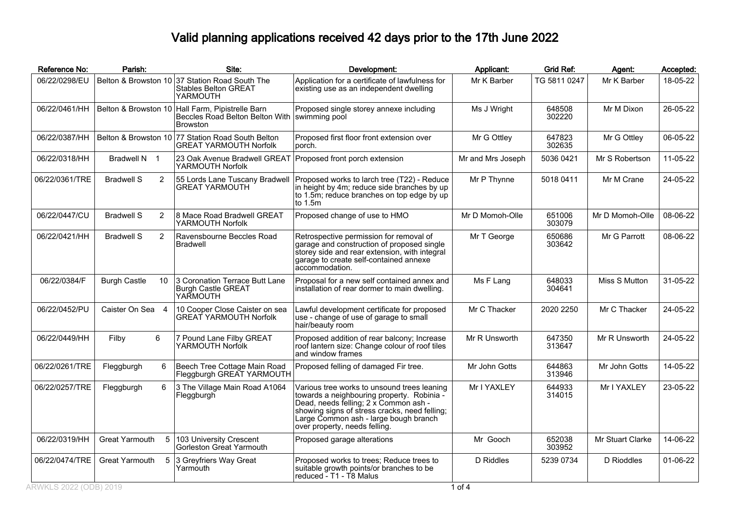# Valid planning applications received 42 days prior to the 17th June 2022

| Reference No: | Parish: | Site: | Development: | Applicant: | Grid Ref: | Agent: | Accepted: |
|---|---|---|---|---|---|---|---|
| 06/22/0298/EU | Belton & Browston 10 | 37 Station Road South The Stables Belton GREAT YARMOUTH | Application for a certificate of lawfulness for existing use as an independent dwelling | Mr K Barber | TG 5811 0247 | Mr K Barber | 18-05-22 |
| 06/22/0461/HH | Belton & Browston 10 | Hall Farm, Pipistrelle Barn Beccles Road Belton Belton With Browston | Proposed single storey annexe including swimming pool | Ms J Wright | 648508 302220 | Mr M Dixon | 26-05-22 |
| 06/22/0387/HH | Belton & Browston 10 | 77 Station Road South Belton GREAT YARMOUTH Norfolk | Proposed first floor front extension over porch. | Mr G Ottley | 647823 302635 | Mr G Ottley | 06-05-22 |
| 06/22/0318/HH | Bradwell N 1 | 23 Oak Avenue Bradwell GREAT YARMOUTH Norfolk | Proposed front porch extension | Mr and Mrs Joseph | 5036 0421 | Mr S Robertson | 11-05-22 |
| 06/22/0361/TRE | Bradwell S 2 | 55 Lords Lane Tuscany Bradwell GREAT YARMOUTH | Proposed works to larch tree (T22) - Reduce in height by 4m; reduce side branches by up to 1.5m; reduce branches on top edge by up to 1.5m | Mr P Thynne | 5018 0411 | Mr M Crane | 24-05-22 |
| 06/22/0447/CU | Bradwell S 2 | 8 Mace Road Bradwell GREAT YARMOUTH Norfolk | Proposed change of use to HMO | Mr D Momoh-Olle | 651006 303079 | Mr D Momoh-Olle | 08-06-22 |
| 06/22/0421/HH | Bradwell S 2 | Ravensbourne Beccles Road Bradwell | Retrospective permission for removal of garage and construction of proposed single storey side and rear extension, with integral garage to create self-contained annexe accommodation. | Mr T George | 650686 303642 | Mr G Parrott | 08-06-22 |
| 06/22/0384/F | Burgh Castle 10 | 3 Coronation Terrace Butt Lane Burgh Castle GREAT YARMOUTH | Proposal for a new self contained annex and installation of rear dormer to main dwelling. | Ms F Lang | 648033 304641 | Miss S Mutton | 31-05-22 |
| 06/22/0452/PU | Caister On Sea 4 | 10 Cooper Close Caister on sea GREAT YARMOUTH Norfolk | Lawful development certificate for proposed use - change of use of garage to small hair/beauty room | Mr C Thacker | 2020 2250 | Mr C Thacker | 24-05-22 |
| 06/22/0449/HH | Filby 6 | 7 Pound Lane Filby GREAT YARMOUTH Norfolk | Proposed addition of rear balcony; Increase roof lantern size: Change colour of roof tiles and window frames | Mr R Unsworth | 647350 313647 | Mr R Unsworth | 24-05-22 |
| 06/22/0261/TRE | Fleggburgh 6 | Beech Tree Cottage Main Road Fleggburgh GREAT YARMOUTH | Proposed felling of damaged Fir tree. | Mr John Gotts | 644863 313946 | Mr John Gotts | 14-05-22 |
| 06/22/0257/TRE | Fleggburgh 6 | 3 The Village Main Road A1064 Fleggburgh | Various tree works to unsound trees leaning towards a neighbouring property. Robinia - Dead, needs felling; 2 x Common ash - showing signs of stress cracks, need felling; Large Common ash - large bough branch over property, needs felling. | Mr I YAXLEY | 644933 314015 | Mr I YAXLEY | 23-05-22 |
| 06/22/0319/HH | Great Yarmouth 5 | 103 University Crescent Gorleston Great Yarmouth | Proposed garage alterations | Mr Gooch | 652038 303952 | Mr Stuart Clarke | 14-06-22 |
| 06/22/0474/TRE | Great Yarmouth 5 | 3 Greyfriers Way Great Yarmouth | Proposed works to trees; Reduce trees to suitable growth points/or branches to be reduced - T1 - T8 Malus | D Riddles | 5239 0734 | D Rioddles | 01-06-22 |

ARWKLS 2022 (ODB) 2019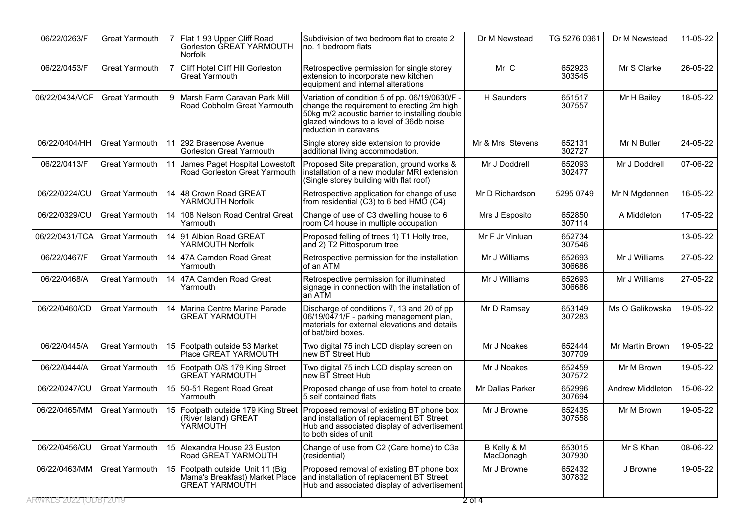| 06/22/0263/F | Great Yarmouth | 7 | Flat 1 93 Upper Cliff Road Gorleston GREAT YARMOUTH Norfolk | Subdivision of two bedroom flat to create 2 no. 1 bedroom flats | Dr M Newstead | TG 5276 0361 | Dr M Newstead | 11-05-22 |
|---|---|---|---|---|---|---|---|---|
| 06/22/0453/F | Great Yarmouth | 7 | Cliff Hotel Cliff Hill Gorleston Great Yarmouth | Retrospective permission for single storey extension to incorporate new kitchen equipment and internal alterations | Mr C | 652923 303545 | Mr S Clarke | 26-05-22 |
| 06/22/0434/VCF | Great Yarmouth | 9 | Marsh Farm Caravan Park Mill Road Cobholm Great Yarmouth | Variation of condition 5 of pp. 06/19/0630/F - change the requirement to erecting 2m high 50kg m/2 acoustic barrier to installing double glazed windows to a level of 36db noise reduction in caravans | H Saunders | 651517 307557 | Mr H Bailey | 18-05-22 |
| 06/22/0404/HH | Great Yarmouth | 11 | 292 Brasenose Avenue Gorleston Great Yarmouth | Single storey side extension to provide additional living accommodation. | Mr & Mrs Stevens | 652131 302727 | Mr N Butler | 24-05-22 |
| 06/22/0413/F | Great Yarmouth | 11 | James Paget Hospital Lowestoft Road Gorleston Great Yarmouth | Proposed Site preparation, ground works & installation of a new modular MRI extension (Single storey building with flat roof) | Mr J Doddrell | 652093 302477 | Mr J Doddrell | 07-06-22 |
| 06/22/0224/CU | Great Yarmouth | 14 | 48 Crown Road GREAT YARMOUTH Norfolk | Retrospective application for change of use from residential (C3) to 6 bed HMO (C4) | Mr D Richardson | 5295 0749 | Mr N Mgdennen | 16-05-22 |
| 06/22/0329/CU | Great Yarmouth | 14 | 108 Nelson Road Central Great Yarmouth | Change of use of C3 dwelling house to 6 room C4 house in multiple occupation | Mrs J Esposito | 652850 307114 | A Middleton | 17-05-22 |
| 06/22/0431/TCA | Great Yarmouth | 14 | 91 Albion Road GREAT YARMOUTH Norfolk | Proposed felling of trees 1) T1 Holly tree, and 2) T2 Pittosporum tree | Mr F Jr Vinluan | 652734 307546 | | 13-05-22 |
| 06/22/0467/F | Great Yarmouth | 14 | 47A Camden Road Great Yarmouth | Retrospective permission for the installation of an ATM | Mr J Williams | 652693 306686 | Mr J Williams | 27-05-22 |
| 06/22/0468/A | Great Yarmouth | 14 | 47A Camden Road Great Yarmouth | Retrospective permission for illuminated signage in connection with the installation of an ATM | Mr J Williams | 652693 306686 | Mr J Williams | 27-05-22 |
| 06/22/0460/CD | Great Yarmouth | 14 | Marina Centre Marine Parade GREAT YARMOUTH | Discharge of conditions 7, 13 and 20 of pp 06/19/0471/F - parking management plan, materials for external elevations and details of bat/bird boxes. | Mr D Ramsay | 653149 307283 | Ms O Galikowska | 19-05-22 |
| 06/22/0445/A | Great Yarmouth | 15 | Footpath outside 53 Market Place GREAT YARMOUTH | Two digital 75 inch LCD display screen on new BT Street Hub | Mr J Noakes | 652444 307709 | Mr Martin Brown | 19-05-22 |
| 06/22/0444/A | Great Yarmouth | 15 | Footpath O/S 179 King Street GREAT YARMOUTH | Two digital 75 inch LCD display screen on new BT Street Hub | Mr J Noakes | 652459 307572 | Mr M Brown | 19-05-22 |
| 06/22/0247/CU | Great Yarmouth | 15 | 50-51 Regent Road Great Yarmouth | Proposed change of use from hotel to create 5 self contained flats | Mr Dallas Parker | 652996 307694 | Andrew Middleton | 15-06-22 |
| 06/22/0465/MM | Great Yarmouth | 15 | Footpath outside 179 King Street (River Island) GREAT YARMOUTH | Proposed removal of existing BT phone box and installation of replacement BT Street Hub and associated display of advertisement to both sides of unit | Mr J Browne | 652435 307558 | Mr M Brown | 19-05-22 |
| 06/22/0456/CU | Great Yarmouth | 15 | Alexandra House 23 Euston Road GREAT YARMOUTH | Change of use from C2 (Care home) to C3a (residential) | B Kelly & M MacDonagh | 653015 307930 | Mr S Khan | 08-06-22 |
| 06/22/0463/MM | Great Yarmouth | 15 | Footpath outside Unit 11 (Big Mama's Breakfast) Market Place GREAT YARMOUTH | Proposed removal of existing BT phone box and installation of replacement BT Street Hub and associated display of advertisement | Mr J Browne | 652432 307832 | J Browne | 19-05-22 |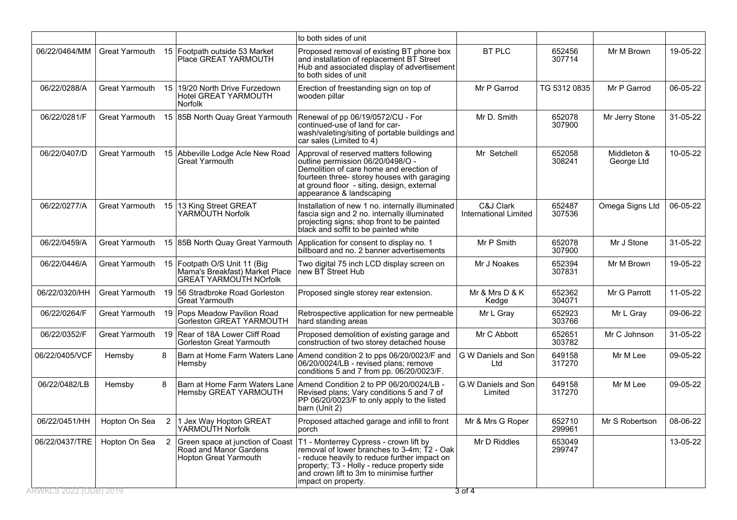| | | | | to both sides of unit | | | | |
|---|---|---|---|---|---|---|---|---|
| 06/22/0464/MM | Great Yarmouth | 15 | Footpath outside 53 Market Place GREAT YARMOUTH | Proposed removal of existing BT phone box and installation of replacement BT Street Hub and associated display of advertisement to both sides of unit | BT PLC | 652456 307714 | Mr M Brown | 19-05-22 |
| 06/22/0288/A | Great Yarmouth | 15 | 19/20 North Drive Furzedown Hotel GREAT YARMOUTH Norfolk | Erection of freestanding sign on top of wooden pillar | Mr P Garrod | TG 5312 0835 | Mr P Garrod | 06-05-22 |
| 06/22/0281/F | Great Yarmouth | 15 | 85B North Quay Great Yarmouth | Renewal of pp 06/19/0572/CU - For continued-use of land for car-wash/valeting/siting of portable buildings and car sales (Limited to 4) | Mr D. Smith | 652078 307900 | Mr Jerry Stone | 31-05-22 |
| 06/22/0407/D | Great Yarmouth | 15 | Abbeville Lodge Acle New Road Great Yarmouth | Approval of reserved matters following outline permission 06/20/0498/O - Demolition of care home and erection of fourteen three- storey houses with garaging at ground floor - siting, design, external appearance & landscaping | Mr Setchell | 652058 308241 | Middleton & George Ltd | 10-05-22 |
| 06/22/0277/A | Great Yarmouth | 15 | 13 King Street GREAT YARMOUTH Norfolk | Installation of new 1 no. internally illuminated fascia sign and 2 no. internally illuminated projecting signs; shop front to be painted black and soffit to be painted white | C&J Clark International Limited | 652487 307536 | Omega Signs Ltd | 06-05-22 |
| 06/22/0459/A | Great Yarmouth | 15 | 85B North Quay Great Yarmouth | Application for consent to display no. 1 billboard and no. 2 banner advertisements | Mr P Smith | 652078 307900 | Mr J Stone | 31-05-22 |
| 06/22/0446/A | Great Yarmouth | 15 | Footpath O/S Unit 11 (Big Mama's Breakfast) Market Place GREAT YARMOUTH NOrfolk | Two digital 75 inch LCD display screen on new BT Street Hub | Mr J Noakes | 652394 307831 | Mr M Brown | 19-05-22 |
| 06/22/0320/HH | Great Yarmouth | 19 | 56 Stradbroke Road Gorleston Great Yarmouth | Proposed single storey rear extension. | Mr & Mrs D & K Kedge | 652362 304071 | Mr G Parrott | 11-05-22 |
| 06/22/0264/F | Great Yarmouth | 19 | Pops Meadow Pavilion Road Gorleston GREAT YARMOUTH | Retrospective application for new permeable hard standing areas | Mr L Gray | 652923 303766 | Mr L Gray | 09-06-22 |
| 06/22/0352/F | Great Yarmouth | 19 | Rear of 18A Lower Cliff Road Gorleston Great Yarmouth | Proposed demolition of existing garage and construction of two storey detached house | Mr C Abbott | 652651 303782 | Mr C Johnson | 31-05-22 |
| 06/22/0405/VCF | Hemsby | 8 | Barn at Home Farm Waters Lane Hemsby | Amend condition 2 to pps 06/20/0023/F and 06/20/0024/LB - revised plans; remove conditions 5 and 7 from pp. 06/20/0023/F. | G W Daniels and Son Ltd | 649158 317270 | Mr M Lee | 09-05-22 |
| 06/22/0482/LB | Hemsby | 8 | Barn at Home Farm Waters Lane Hemsby GREAT YARMOUTH | Amend Condition 2 to PP 06/20/0024/LB - Revised plans; Vary conditions 5 and 7 of PP 06/20/0023/F to only apply to the listed barn (Unit 2) | G.W Daniels and Son Limited | 649158 317270 | Mr M Lee | 09-05-22 |
| 06/22/0451/HH | Hopton On Sea | 2 | 1 Jex Way Hopton GREAT YARMOUTH Norfolk | Proposed attached garage and infill to front porch | Mr & Mrs G Roper | 652710 299961 | Mr S Robertson | 08-06-22 |
| 06/22/0437/TRE | Hopton On Sea | 2 | Green space at junction of Coast Road and Manor Gardens Hopton Great Yarmouth | T1 - Monterrey Cypress - crown lift by removal of lower branches to 3-4m; T2 - Oak - reduce heavily to reduce further impact on property; T3 - Holly - reduce property side and crown lift to 3m to minimise further impact on property. | Mr D Riddles | 653049 299747 | | 13-05-22 |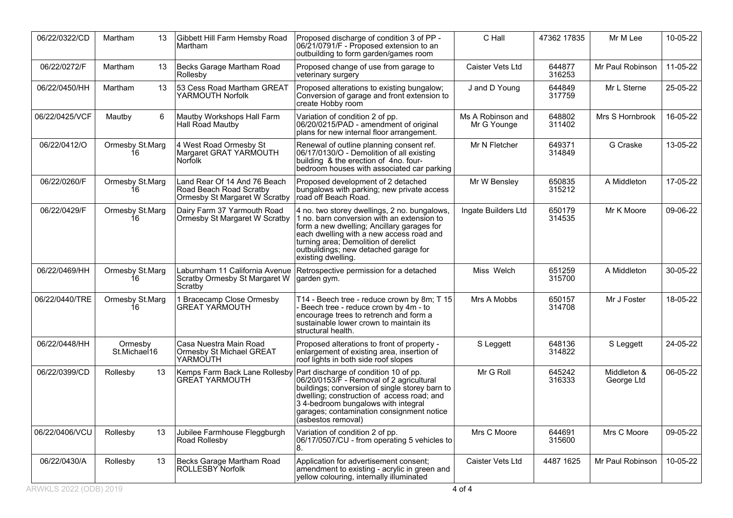| | | | | | | | | |
|---|---|---|---|---|---|---|---|---|
| 06/22/0322/CD | Martham | 13 | Gibbett Hill Farm Hemsby Road Martham | Proposed discharge of condition 3 of PP - 06/21/0791/F - Proposed extension to an outbuilding to form garden/games room | C Hall | 47362 17835 | Mr M Lee | 10-05-22 |
| 06/22/0272/F | Martham | 13 | Becks Garage Martham Road Rollesby | Proposed change of use from garage to veterinary surgery | Caister Vets Ltd | 644877 316253 | Mr Paul Robinson | 11-05-22 |
| 06/22/0450/HH | Martham | 13 | 53 Cess Road Martham GREAT YARMOUTH Norfolk | Proposed alterations to existing bungalow; Conversion of garage and front extension to create Hobby room | J and D Young | 644849 317759 | Mr L Sterne | 25-05-22 |
| 06/22/0425/VCF | Mautby | 6 | Mautby Workshops Hall Farm Hall Road Mautby | Variation of condition 2 of pp. 06/20/0215/PAD - amendment of original plans for new internal floor arrangement. | Ms A Robinson and Mr G Younge | 648802 311402 | Mrs S Hornbrook | 16-05-22 |
| 06/22/0412/O | Ormesby St.Marg | 16 | 4 West Road Ormesby St Margaret GRAT YARMOUTH Norfolk | Renewal of outline planning consent ref. 06/17/0130/O - Demolition of all existing building & the erection of 4no. four-bedroom houses with associated car parking | Mr N Fletcher | 649371 314849 | G Craske | 13-05-22 |
| 06/22/0260/F | Ormesby St.Marg | 16 | Land Rear Of 14 And 76 Beach Road Beach Road Scratby Ormesby St Margaret W Scratby | Proposed development of 2 detached bungalows with parking; new private access road off Beach Road. | Mr W Bensley | 650835 315212 | A Middleton | 17-05-22 |
| 06/22/0429/F | Ormesby St.Marg | 16 | Dairy Farm 37 Yarmouth Road Ormesby St Margaret W Scratby | 4 no. two storey dwellings, 2 no. bungalows, 1 no. barn conversion with an extension to form a new dwelling; Ancillary garages for each dwelling with a new access road and turning area; Demolition of derelict outbuildings; new detached garage for existing dwelling. | Ingate Builders Ltd | 650179 314535 | Mr K Moore | 09-06-22 |
| 06/22/0469/HH | Ormesby St.Marg | 16 | Laburnham 11 California Avenue Scratby Ormesby St Margaret W Scratby | Retrospective permission for a detached garden gym. | Miss Welch | 651259 315700 | A Middleton | 30-05-22 |
| 06/22/0440/TRE | Ormesby St.Marg | 16 | 1 Bracecamp Close Ormesby GREAT YARMOUTH | T14 - Beech tree - reduce crown by 8m; T 15 - Beech tree - reduce crown by 4m - to encourage trees to retrench and form a sustainable lower crown to maintain its structural health. | Mrs A Mobbs | 650157 314708 | Mr J Foster | 18-05-22 |
| 06/22/0448/HH | Ormesby St.Michael | 16 | Casa Nuestra Main Road Ormesby St Michael GREAT YARMOUTH | Proposed alterations to front of property - enlargement of existing area, insertion of roof lights in both side roof slopes | S Leggett | 648136 314822 | S Leggett | 24-05-22 |
| 06/22/0399/CD | Rollesby | 13 | Kemps Farm Back Lane Rollesby GREAT YARMOUTH | Part discharge of condition 10 of pp. 06/20/0153/F - Removal of 2 agricultural buildings; conversion of single storey barn to dwelling; construction of access road; and 3 4-bedroom bungalows with integral garages; contamination consignment notice (asbestos removal) | Mr G Roll | 645242 316333 | Middleton & George Ltd | 06-05-22 |
| 06/22/0406/VCU | Rollesby | 13 | Jubilee Farmhouse Fleggburgh Road Rollesby | Variation of condition 2 of pp. 06/17/0507/CU - from operating 5 vehicles to 8. | Mrs C Moore | 644691 315600 | Mrs C Moore | 09-05-22 |
| 06/22/0430/A | Rollesby | 13 | Becks Garage Martham Road ROLLESBY Norfolk | Application for advertisement consent; amendment to existing - acrylic in green and yellow colouring, internally illuminated | Caister Vets Ltd | 4487 1625 | Mr Paul Robinson | 10-05-22 |